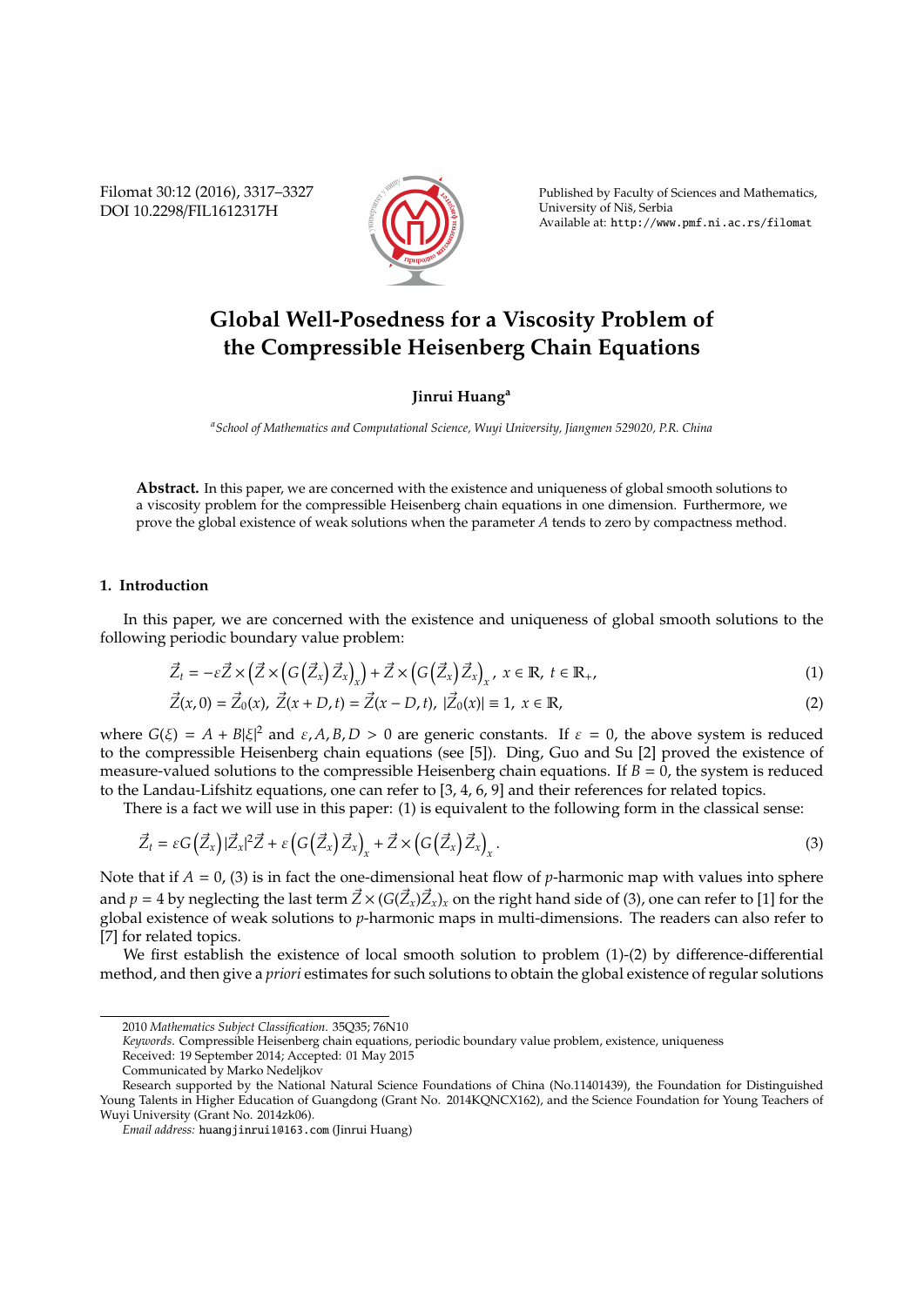# Global Well-Posedness for a Viscosity Problem of the Compressible Heisenberg Chain Equations

**Jinrui Huang**[a]

[a] *School of Mathematics and Computational Science, Wuyi University, Jiangmen 529020, P.R. China*

**Abstract.** In this paper, we are concerned with the existence and uniqueness of global smooth solutions to a viscosity problem for the compressible Heisenberg chain equations in one dimension. Furthermore, we prove the global existence of weak solutions when the parameter $A$ tends to zero by compactness method.

## 1. Introduction

In this paper, we are concerned with the existence and uniqueness of global smooth solutions to the following periodic boundary value problem:

$$\vec{Z}_t = -\varepsilon \vec{Z} \times \left( \vec{Z} \times \left( G\left(\vec{Z}_x\right) \vec{Z}_x \right)_x \right) + \vec{Z} \times \left( G\left(\vec{Z}_x\right) \vec{Z}_x \right)_x, \ x \in \mathbb{R}, \ t \in \mathbb{R}_+, \tag{1}$$

$$\vec{Z}(x,0) = \vec{Z}_0(x), \ \vec{Z}(x+D,t) = \vec{Z}(x-D,t), \ |\vec{Z}_0(x)| \equiv 1, \ x \in \mathbb{R}, \tag{2}$$

where $G(\xi) = A + B|\xi|^2$ and $\varepsilon, A, B, D > 0$ are generic constants. If $\varepsilon = 0$, the above system is reduced to the compressible Heisenberg chain equations (see [5]). Ding, Guo and Su [2] proved the existence of measure-valued solutions to the compressible Heisenberg chain equations. If $B = 0$, the system is reduced to the Landau-Lifshitz equations, one can refer to [3, 4, 6, 9] and their references for related topics.

There is a fact we will use in this paper: (1) is equivalent to the following form in the classical sense:

$$\vec{Z}_t = \varepsilon G\left(\vec{Z}_x\right) |\vec{Z}_x|^2 \vec{Z} + \varepsilon \left( G\left(\vec{Z}_x\right) \vec{Z}_x \right)_x + \vec{Z} \times \left( G\left(\vec{Z}_x\right) \vec{Z}_x \right)_x. \tag{3}$$

Note that if $A = 0$, (3) is in fact the one-dimensional heat flow of $p$-harmonic map with values into sphere and $p = 4$ by neglecting the last term $\vec{Z} \times (G(\vec{Z}_x)\vec{Z}_x)_x$ on the right hand side of (3), one can refer to [1] for the global existence of weak solutions to $p$-harmonic maps in multi-dimensions. The readers can also refer to [7] for related topics.

We first establish the existence of local smooth solution to problem (1)-(2) by difference-differential method, and then give a *priori* estimates for such solutions to obtain the global existence of regular solutions

---

2010 *Mathematics Subject Classification*. 35Q35; 76N10

*Keywords*. Compressible Heisenberg chain equations, periodic boundary value problem, existence, uniqueness

Received: 19 September 2014; Accepted: 01 May 2015

Communicated by Marko Nedeljkov

Research supported by the National Natural Science Foundations of China (No.11401439), the Foundation for Distinguished Young Talents in Higher Education of Guangdong (Grant No. 2014KQNCX162), and the Science Foundation for Young Teachers of Wuyi University (Grant No. 2014zk06).

*Email address:* huangjinrui1@163.com (Jinrui Huang)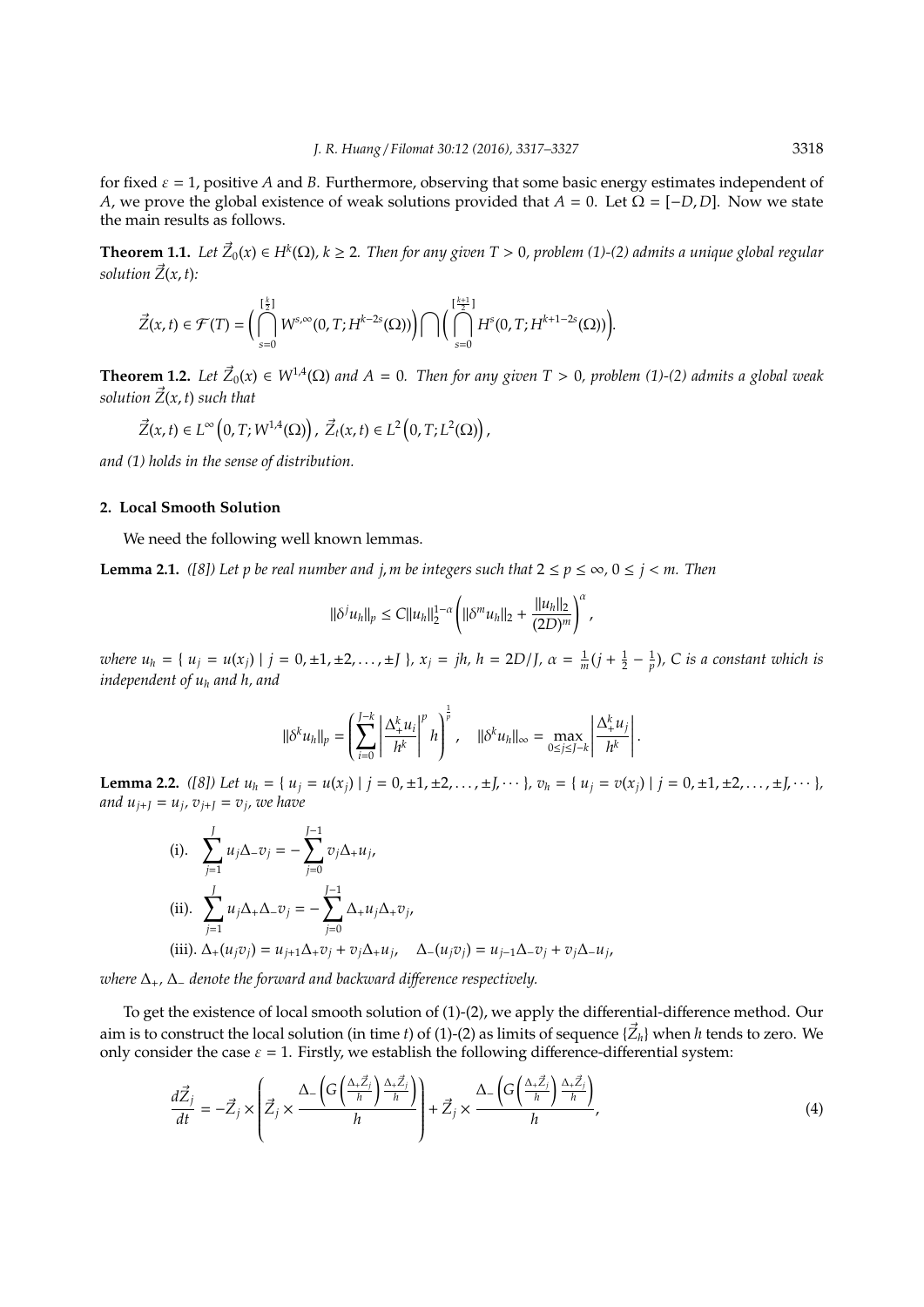for fixed $\varepsilon = 1$, positive $A$ and $B$. Furthermore, observing that some basic energy estimates independent of $A$, we prove the global existence of weak solutions provided that $A = 0$. Let $\Omega = [-D, D]$. Now we state the main results as follows.

**Theorem 1.1.** *Let $\vec{Z}_0(x) \in H^k(\Omega)$, $k \geq 2$. Then for any given $T > 0$, problem (1)-(2) admits a unique global regular solution $\vec{Z}(x,t)$:*

$$\vec{Z}(x,t) \in \mathcal{F}(T) = \Big( \bigcap_{s=0}^{[\frac{k}{2}]} W^{s,\infty}(0,T; H^{k-2s}(\Omega)) \Big) \bigcap \Big( \bigcap_{s=0}^{[\frac{k+1}{2}]} H^{s}(0,T; H^{k+1-2s}(\Omega)) \Big).$$

**Theorem 1.2.** *Let $\vec{Z}_0(x) \in W^{1,4}(\Omega)$ and $A = 0$. Then for any given $T > 0$, problem (1)-(2) admits a global weak solution $\vec{Z}(x,t)$ such that*

$$\vec{Z}(x,t) \in L^\infty\left(0,T; W^{1,4}(\Omega)\right),\ \vec{Z}_t(x,t) \in L^2\left(0,T; L^2(\Omega)\right),$$

*and (1) holds in the sense of distribution.*

## 2. Local Smooth Solution

We need the following well known lemmas.

**Lemma 2.1.** *([8]) Let $p$ be real number and $j, m$ be integers such that $2 \leq p \leq \infty$, $0 \leq j < m$. Then*

$$\|\delta^j u_h\|_p \leq C \|u_h\|_2^{1-\alpha} \left( \|\delta^m u_h\|_2 + \frac{\|u_h\|_2}{(2D)^m} \right)^\alpha,$$

*where $u_h = \{\, u_j = u(x_j) \mid j = 0, \pm 1, \pm 2, \ldots, \pm J \,\}$, $x_j = jh$, $h = 2D/J$, $\alpha = \frac{1}{m}(j + \frac{1}{2} - \frac{1}{p})$, $C$ is a constant which is independent of $u_h$ and $h$, and*

$$\|\delta^k u_h\|_p = \left( \sum_{i=0}^{J-k} \left| \frac{\Delta_+^k u_i}{h^k} \right|^p h \right)^{\frac{1}{p}}, \quad \|\delta^k u_h\|_\infty = \max_{0 \leq j \leq J-k} \left| \frac{\Delta_+^k u_j}{h^k} \right|.$$

**Lemma 2.2.** *([8]) Let $u_h = \{\, u_j = u(x_j) \mid j = 0, \pm 1, \pm 2, \ldots, \pm J, \cdots \}$, $v_h = \{\, u_j = v(x_j) \mid j = 0, \pm 1, \pm 2, \ldots, \pm J, \cdots \}$, and $u_{j+J} = u_j$, $v_{j+J} = v_j$, we have*

$$\text{(i).}\quad \sum_{j=1}^{J} u_j \Delta_- v_j = -\sum_{j=0}^{J-1} v_j \Delta_+ u_j,$$

$$\text{(ii).}\quad \sum_{j=1}^{J} u_j \Delta_+ \Delta_- v_j = -\sum_{j=0}^{J-1} \Delta_+ u_j \Delta_+ v_j,$$

$$\text{(iii).}\ \Delta_+(u_j v_j) = u_{j+1} \Delta_+ v_j + v_j \Delta_+ u_j, \quad \Delta_-(u_j v_j) = u_{j-1} \Delta_- v_j + v_j \Delta_- u_j,$$

*where $\Delta_+$, $\Delta_-$ denote the forward and backward difference respectively.*

To get the existence of local smooth solution of (1)-(2), we apply the differential-difference method. Our aim is to construct the local solution (in time $t$) of (1)-(2) as limits of sequence $\{\vec{Z}_h\}$ when $h$ tends to zero. We only consider the case $\varepsilon = 1$. Firstly, we establish the following difference-differential system:

$$\frac{d\vec{Z}_j}{dt} = -\vec{Z}_j \times \left( \vec{Z}_j \times \frac{\Delta_- \left( G\left( \frac{\Delta_+ \vec{Z}_j}{h} \right) \frac{\Delta_+ \vec{Z}_j}{h} \right)}{h} \right) + \vec{Z}_j \times \frac{\Delta_- \left( G\left( \frac{\Delta_+ \vec{Z}_j}{h} \right) \frac{\Delta_+ \vec{Z}_j}{h} \right)}{h}, \tag{4}$$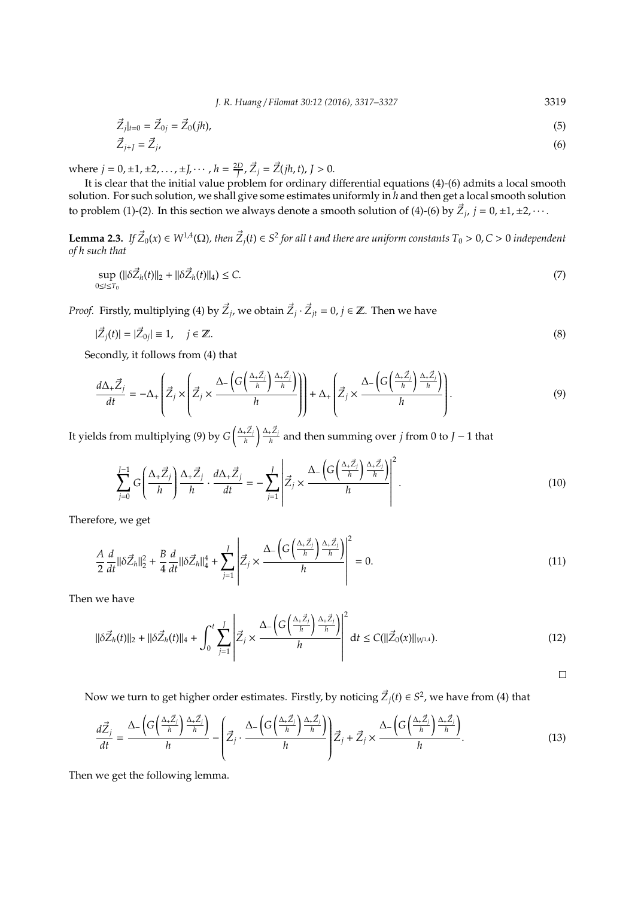$$\vec{Z}_j|_{t=0} = \vec{Z}_{0j} = \vec{Z}_0(jh), \tag{5}$$

$$\vec{Z}_{j+J} = \vec{Z}_j, \tag{6}$$

where $j = 0, \pm 1, \pm 2, \ldots, \pm J, \cdots$, $h = \frac{2D}{J}$, $\vec{Z}_j = \vec{Z}(jh, t)$, $J > 0$.

It is clear that the initial value problem for ordinary differential equations (4)-(6) admits a local smooth solution. For such solution, we shall give some estimates uniformly in $h$ and then get a local smooth solution to problem (1)-(2). In this section we always denote a smooth solution of (4)-(6) by $\vec{Z}_j$, $j = 0, \pm 1, \pm 2, \cdots$.

**Lemma 2.3.** *If $\vec{Z}_0(x) \in W^{1,4}(\Omega)$, then $\vec{Z}_j(t) \in S^2$ for all $t$ and there are uniform constants $T_0 > 0, C > 0$ independent of $h$ such that*

$$\sup_{0 \le t \le T_0} (\|\delta \vec{Z}_h(t)\|_2 + \|\delta \vec{Z}_h(t)\|_4) \le C. \tag{7}$$

*Proof.* Firstly, multiplying (4) by $\vec{Z}_j$, we obtain $\vec{Z}_j \cdot \vec{Z}_{jt} = 0$, $j \in \mathbb{Z}$. Then we have

$$|\vec{Z}_j(t)| = |\vec{Z}_{0j}| \equiv 1, \quad j \in \mathbb{Z}. \tag{8}$$

Secondly, it follows from (4) that

$$\frac{d\Delta_+ \vec{Z}_j}{dt} = -\Delta_+ \left( \vec{Z}_j \times \left( \vec{Z}_j \times \frac{\Delta_- \left( G\left(\frac{\Delta_+ \vec{Z}_j}{h}\right) \frac{\Delta_+ \vec{Z}_j}{h} \right)}{h} \right) \right) + \Delta_+ \left( \vec{Z}_j \times \frac{\Delta_- \left( G\left(\frac{\Delta_+ \vec{Z}_j}{h}\right) \frac{\Delta_+ \vec{Z}_j}{h} \right)}{h} \right). \tag{9}$$

It yields from multiplying (9) by $G\left(\frac{\Delta_+ \vec{Z}_j}{h}\right) \frac{\Delta_+ \vec{Z}_j}{h}$ and then summing over $j$ from 0 to $J-1$ that

$$\sum_{j=0}^{J-1} G\left(\frac{\Delta_+ \vec{Z}_j}{h}\right) \frac{\Delta_+ \vec{Z}_j}{h} \cdot \frac{d\Delta_+ \vec{Z}_j}{dt} = -\sum_{j=1}^{J} \left| \vec{Z}_j \times \frac{\Delta_- \left( G\left(\frac{\Delta_+ \vec{Z}_j}{h}\right) \frac{\Delta_+ \vec{Z}_j}{h} \right)}{h} \right|^2. \tag{10}$$

Therefore, we get

$$\frac{A}{2} \frac{d}{dt} \|\delta \vec{Z}_h\|_2^2 + \frac{B}{4} \frac{d}{dt} \|\delta \vec{Z}_h\|_4^4 + \sum_{j=1}^{J} \left| \vec{Z}_j \times \frac{\Delta_- \left( G\left(\frac{\Delta_+ \vec{Z}_j}{h}\right) \frac{\Delta_+ \vec{Z}_j}{h} \right)}{h} \right|^2 = 0. \tag{11}$$

Then we have

$$\|\delta \vec{Z}_h(t)\|_2 + \|\delta \vec{Z}_h(t)\|_4 + \int_0^t \sum_{j=1}^{J} \left| \vec{Z}_j \times \frac{\Delta_- \left( G\left(\frac{\Delta_+ \vec{Z}_j}{h}\right) \frac{\Delta_+ \vec{Z}_j}{h} \right)}{h} \right|^2 dt \le C(\|\vec{Z}_0(x)\|_{W^{1,4}}). \tag{12}$$

□

Now we turn to get higher order estimates. Firstly, by noticing $\vec{Z}_j(t) \in S^2$, we have from (4) that

$$\frac{d\vec{Z}_j}{dt} = \frac{\Delta_- \left( G\left(\frac{\Delta_+ \vec{Z}_j}{h}\right) \frac{\Delta_+ \vec{Z}_j}{h} \right)}{h} - \left( \vec{Z}_j \cdot \frac{\Delta_- \left( G\left(\frac{\Delta_+ \vec{Z}_j}{h}\right) \frac{\Delta_+ \vec{Z}_j}{h} \right)}{h} \right) \vec{Z}_j + \vec{Z}_j \times \frac{\Delta_- \left( G\left(\frac{\Delta_+ \vec{Z}_j}{h}\right) \frac{\Delta_+ \vec{Z}_j}{h} \right)}{h}. \tag{13}$$

Then we get the following lemma.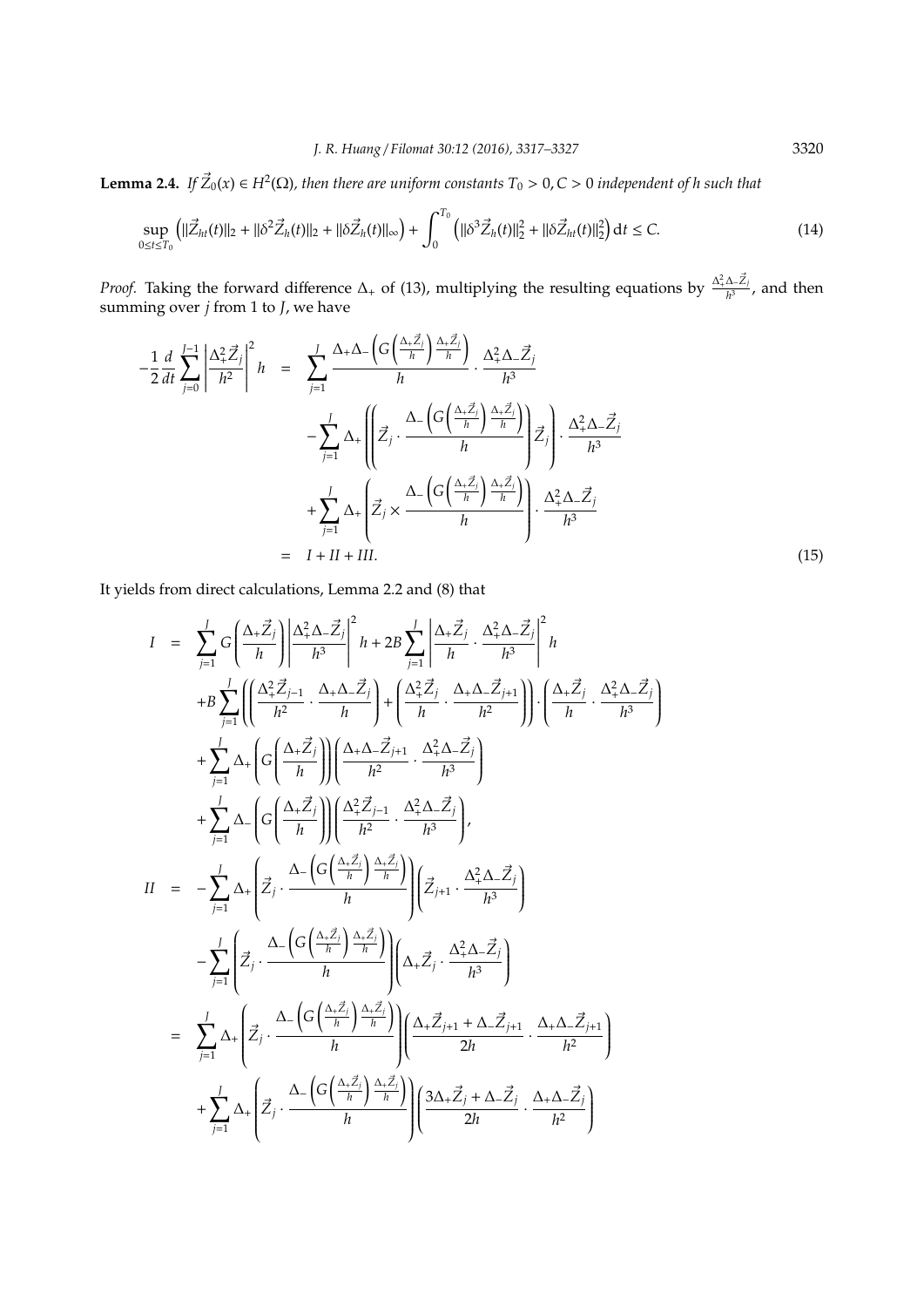**Lemma 2.4.** *If $\vec{Z}_0(x) \in H^2(\Omega)$, then there are uniform constants $T_0 > 0, C > 0$ independent of $h$ such that*

$$\sup_{0 \le t \le T_0} \left( \|\vec{Z}_{ht}(t)\|_2 + \|\delta^2 \vec{Z}_h(t)\|_2 + \|\delta \vec{Z}_h(t)\|_\infty \right) + \int_0^{T_0} \left( \|\delta^3 \vec{Z}_h(t)\|_2^2 + \|\delta \vec{Z}_{ht}(t)\|_2^2 \right) \mathrm{d}t \le C. \tag{14}$$

*Proof.* Taking the forward difference $\Delta_+$ of (13), multiplying the resulting equations by $\frac{\Delta_+^2 \Delta_- \vec{Z}_j}{h^3}$, and then summing over $j$ from 1 to $J$, we have

$$\begin{aligned}
-\frac{1}{2}\frac{d}{dt}\sum_{j=0}^{J-1}\left|\frac{\Delta_+^2 \vec{Z}_j}{h^2}\right|^2 h &= \sum_{j=1}^{J} \frac{\Delta_+\Delta_-\left(G\left(\frac{\Delta_+\vec{Z}_j}{h}\right)\frac{\Delta_+\vec{Z}_j}{h}\right)}{h} \cdot \frac{\Delta_+^2\Delta_-\vec{Z}_j}{h^3} \\
&\quad - \sum_{j=1}^{J} \Delta_+\left(\left(\vec{Z}_j \cdot \frac{\Delta_-\left(G\left(\frac{\Delta_+\vec{Z}_j}{h}\right)\frac{\Delta_+\vec{Z}_j}{h}\right)}{h}\right)\vec{Z}_j\right) \cdot \frac{\Delta_+^2\Delta_-\vec{Z}_j}{h^3} \\
&\quad + \sum_{j=1}^{J} \Delta_+\left(\vec{Z}_j \times \frac{\Delta_-\left(G\left(\frac{\Delta_+\vec{Z}_j}{h}\right)\frac{\Delta_+\vec{Z}_j}{h}\right)}{h}\right) \cdot \frac{\Delta_+^2\Delta_-\vec{Z}_j}{h^3} \\
&= I + II + III.
\end{aligned} \tag{15}$$

It yields from direct calculations, Lemma 2.2 and (8) that

$$\begin{aligned}
I &= \sum_{j=1}^{J} G\left(\frac{\Delta_+\vec{Z}_j}{h}\right)\left|\frac{\Delta_+^2\Delta_-\vec{Z}_j}{h^3}\right|^2 h + 2B\sum_{j=1}^{J}\left|\frac{\Delta_+\vec{Z}_j}{h}\cdot\frac{\Delta_+^2\Delta_-\vec{Z}_j}{h^3}\right|^2 h \\
&\quad + B\sum_{j=1}^{J}\left(\left(\frac{\Delta_+^2\vec{Z}_{j-1}}{h^2}\cdot\frac{\Delta_+\Delta_-\vec{Z}_j}{h}\right)+\left(\frac{\Delta_+^2\vec{Z}_j}{h}\cdot\frac{\Delta_+\Delta_-\vec{Z}_{j+1}}{h^2}\right)\right)\cdot\left(\frac{\Delta_+\vec{Z}_j}{h}\cdot\frac{\Delta_+^2\Delta_-\vec{Z}_j}{h^3}\right) \\
&\quad + \sum_{j=1}^{J}\Delta_+\left(G\left(\frac{\Delta_+\vec{Z}_j}{h}\right)\right)\left(\frac{\Delta_+\Delta_-\vec{Z}_{j+1}}{h^2}\cdot\frac{\Delta_+^2\Delta_-\vec{Z}_j}{h^3}\right) \\
&\quad + \sum_{j=1}^{J}\Delta_-\left(G\left(\frac{\Delta_+\vec{Z}_j}{h}\right)\right)\left(\frac{\Delta_+^2\vec{Z}_{j-1}}{h^2}\cdot\frac{\Delta_+^2\Delta_-\vec{Z}_j}{h^3}\right), \\
II &= -\sum_{j=1}^{J}\Delta_+\left(\vec{Z}_j\cdot\frac{\Delta_-\left(G\left(\frac{\Delta_+\vec{Z}_j}{h}\right)\frac{\Delta_+\vec{Z}_j}{h}\right)}{h}\right)\left(\vec{Z}_{j+1}\cdot\frac{\Delta_+^2\Delta_-\vec{Z}_j}{h^3}\right) \\
&\quad - \sum_{j=1}^{J}\left(\vec{Z}_j\cdot\frac{\Delta_-\left(G\left(\frac{\Delta_+\vec{Z}_j}{h}\right)\frac{\Delta_+\vec{Z}_j}{h}\right)}{h}\right)\left(\Delta_+\vec{Z}_j\cdot\frac{\Delta_+^2\Delta_-\vec{Z}_j}{h^3}\right) \\
&= \sum_{j=1}^{J}\Delta_+\left(\vec{Z}_j\cdot\frac{\Delta_-\left(G\left(\frac{\Delta_+\vec{Z}_j}{h}\right)\frac{\Delta_+\vec{Z}_j}{h}\right)}{h}\right)\left(\frac{\Delta_+\vec{Z}_{j+1}+\Delta_-\vec{Z}_{j+1}}{2h}\cdot\frac{\Delta_+\Delta_-\vec{Z}_{j+1}}{h^2}\right) \\
&\quad + \sum_{j=1}^{J}\Delta_+\left(\vec{Z}_j\cdot\frac{\Delta_-\left(G\left(\frac{\Delta_+\vec{Z}_j}{h}\right)\frac{\Delta_+\vec{Z}_j}{h}\right)}{h}\right)\left(\frac{3\Delta_+\vec{Z}_j+\Delta_-\vec{Z}_j}{2h}\cdot\frac{\Delta_+\Delta_-\vec{Z}_j}{h^2}\right)
\end{aligned}$$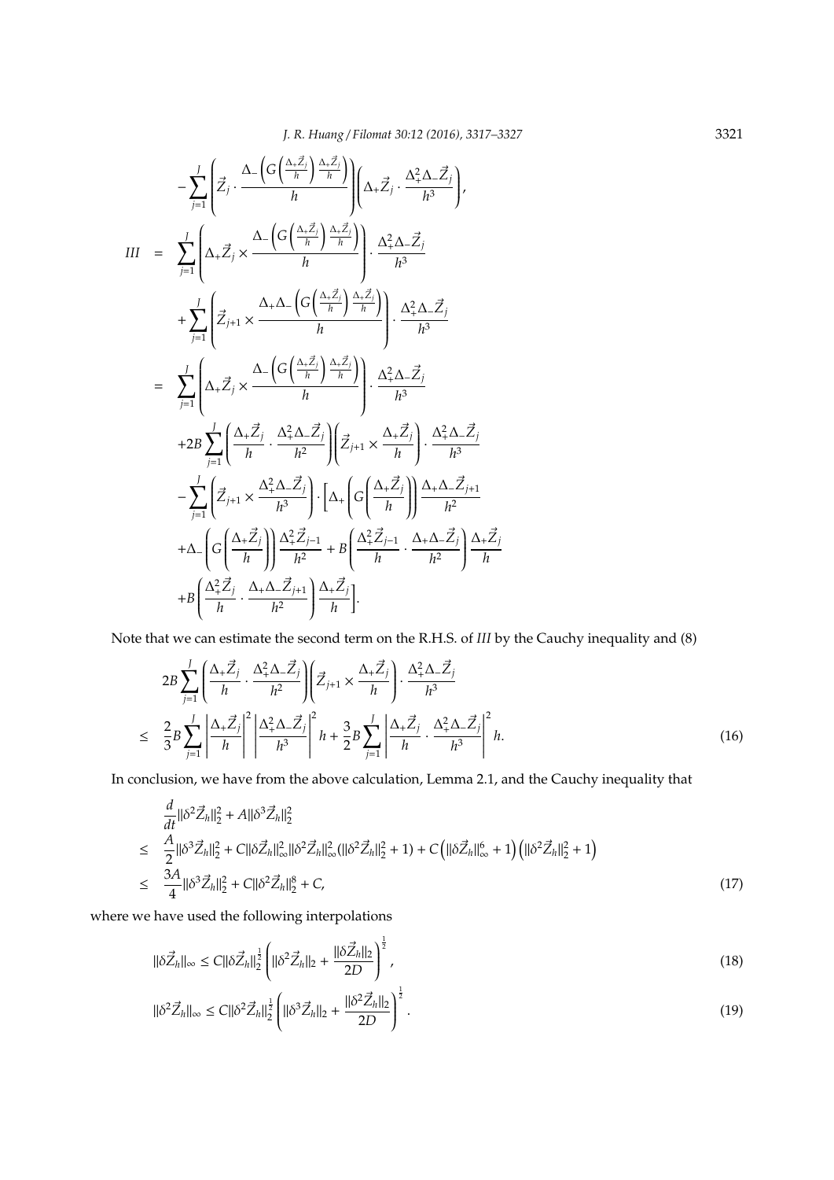$$
-\sum_{j=1}^{J}\left(\vec{Z}_j\cdot\frac{\Delta_-\left(G\left(\frac{\Delta_+\vec{Z}_j}{h}\right)\frac{\Delta_+\vec{Z}_j}{h}\right)}{h}\right)\left(\Delta_+\vec{Z}_j\cdot\frac{\Delta_+^2\Delta_-\vec{Z}_j}{h^3}\right),
$$

$$
\begin{aligned}
III \;=\;& \sum_{j=1}^{J}\left(\Delta_+\vec{Z}_j\times\frac{\Delta_-\left(G\left(\frac{\Delta_+\vec{Z}_j}{h}\right)\frac{\Delta_+\vec{Z}_j}{h}\right)}{h}\right)\cdot\frac{\Delta_+^2\Delta_-\vec{Z}_j}{h^3}\\
&+\sum_{j=1}^{J}\left(\vec{Z}_{j+1}\times\frac{\Delta_+\Delta_-\left(G\left(\frac{\Delta_+\vec{Z}_j}{h}\right)\frac{\Delta_+\vec{Z}_j}{h}\right)}{h}\right)\cdot\frac{\Delta_+^2\Delta_-\vec{Z}_j}{h^3}\\
=\;& \sum_{j=1}^{J}\left(\Delta_+\vec{Z}_j\times\frac{\Delta_-\left(G\left(\frac{\Delta_+\vec{Z}_j}{h}\right)\frac{\Delta_+\vec{Z}_j}{h}\right)}{h}\right)\cdot\frac{\Delta_+^2\Delta_-\vec{Z}_j}{h^3}\\
&+2B\sum_{j=1}^{J}\left(\frac{\Delta_+\vec{Z}_j}{h}\cdot\frac{\Delta_+^2\Delta_-\vec{Z}_j}{h^2}\right)\left(\vec{Z}_{j+1}\times\frac{\Delta_+\vec{Z}_j}{h}\right)\cdot\frac{\Delta_+^2\Delta_-\vec{Z}_j}{h^3}\\
&-\sum_{j=1}^{J}\left(\vec{Z}_{j+1}\times\frac{\Delta_+^2\Delta_-\vec{Z}_j}{h^3}\right)\cdot\Bigg[\Delta_+\left(G\left(\frac{\Delta_+\vec{Z}_j}{h}\right)\right)\frac{\Delta_+\Delta_-\vec{Z}_{j+1}}{h^2}\\
&+\Delta_-\left(G\left(\frac{\Delta_+\vec{Z}_j}{h}\right)\right)\frac{\Delta_+^2\vec{Z}_{j-1}}{h^2}+B\left(\frac{\Delta_+^2\vec{Z}_{j-1}}{h}\cdot\frac{\Delta_+\Delta_-\vec{Z}_j}{h^2}\right)\frac{\Delta_+\vec{Z}_j}{h}\\
&+B\left(\frac{\Delta_+^2\vec{Z}_j}{h}\cdot\frac{\Delta_+\Delta_-\vec{Z}_{j+1}}{h^2}\right)\frac{\Delta_+\vec{Z}_j}{h}\Bigg].
\end{aligned}
$$

Note that we can estimate the second term on the R.H.S. of $III$ by the Cauchy inequality and (8)

$$
\begin{aligned}
&2B\sum_{j=1}^{J}\left(\frac{\Delta_+\vec{Z}_j}{h}\cdot\frac{\Delta_+^2\Delta_-\vec{Z}_j}{h^2}\right)\left(\vec{Z}_{j+1}\times\frac{\Delta_+\vec{Z}_j}{h}\right)\cdot\frac{\Delta_+^2\Delta_-\vec{Z}_j}{h^3}\\
\le\;& \frac{2}{3}B\sum_{j=1}^{J}\left|\frac{\Delta_+\vec{Z}_j}{h}\right|^2\left|\frac{\Delta_+^2\Delta_-\vec{Z}_j}{h^3}\right|^2 h+\frac{3}{2}B\sum_{j=1}^{J}\left|\frac{\Delta_+\vec{Z}_j}{h}\cdot\frac{\Delta_+^2\Delta_-\vec{Z}_j}{h^3}\right|^2 h. \qquad (16)
\end{aligned}
$$

In conclusion, we have from the above calculation, Lemma 2.1, and the Cauchy inequality that

$$
\begin{aligned}
&\frac{d}{dt}\|\delta^2\vec{Z}_h\|_2^2+A\|\delta^3\vec{Z}_h\|_2^2\\
\le\;& \frac{A}{2}\|\delta^3\vec{Z}_h\|_2^2+C\|\delta\vec{Z}_h\|_\infty^2\|\delta^2\vec{Z}_h\|_\infty^2(\|\delta^2\vec{Z}_h\|_2^2+1)+C\left(\|\delta\vec{Z}_h\|_\infty^6+1\right)\left(\|\delta^2\vec{Z}_h\|_2^2+1\right)\\
\le\;& \frac{3A}{4}\|\delta^3\vec{Z}_h\|_2^2+C\|\delta^2\vec{Z}_h\|_2^8+C, \qquad (17)
\end{aligned}
$$

where we have used the following interpolations

$$
\|\delta\vec{Z}_h\|_\infty\le C\|\delta\vec{Z}_h\|_2^{\frac{1}{2}}\left(\|\delta^2\vec{Z}_h\|_2+\frac{\|\delta\vec{Z}_h\|_2}{2D}\right)^{\frac{1}{2}}, \qquad (18)
$$

$$
\|\delta^2\vec{Z}_h\|_\infty\le C\|\delta^2\vec{Z}_h\|_2^{\frac{1}{2}}\left(\|\delta^3\vec{Z}_h\|_2+\frac{\|\delta^2\vec{Z}_h\|_2}{2D}\right)^{\frac{1}{2}}. \qquad (19)
$$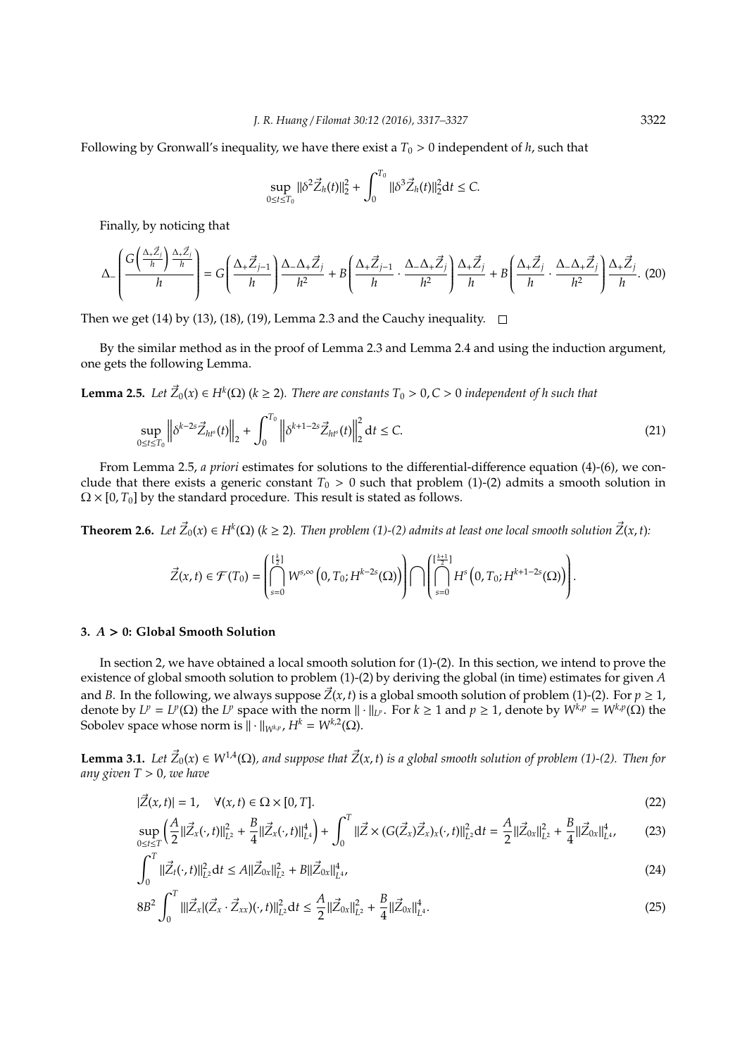Following by Gronwall's inequality, we have there exist a $T_0 > 0$ independent of $h$, such that

$$\sup_{0\le t\le T_0} \|\delta^2 \vec{Z}_h(t)\|_2^2 + \int_0^{T_0} \|\delta^3 \vec{Z}_h(t)\|_2^2 \mathrm{d}t \le C.$$

Finally, by noticing that

$$\Delta_- \left( \frac{G\left(\frac{\Delta_+ \vec{Z}_j}{h}\right) \frac{\Delta_+ \vec{Z}_j}{h}}{h} \right) = G\left(\frac{\Delta_+ \vec{Z}_{j-1}}{h}\right) \frac{\Delta_- \Delta_+ \vec{Z}_j}{h^2} + B\left(\frac{\Delta_+ \vec{Z}_{j-1}}{h} \cdot \frac{\Delta_- \Delta_+ \vec{Z}_j}{h^2}\right) \frac{\Delta_+ \vec{Z}_j}{h} + B\left(\frac{\Delta_+ \vec{Z}_j}{h} \cdot \frac{\Delta_- \Delta_+ \vec{Z}_j}{h^2}\right) \frac{\Delta_+ \vec{Z}_j}{h}. \quad (20)$$

Then we get (14) by (13), (18), (19), Lemma 2.3 and the Cauchy inequality. □

By the similar method as in the proof of Lemma 2.3 and Lemma 2.4 and using the induction argument, one gets the following Lemma.

**Lemma 2.5.** *Let $\vec{Z}_0(x) \in H^k(\Omega)$ ($k \ge 2$). There are constants $T_0 > 0, C > 0$ independent of $h$ such that*

$$\sup_{0\le t\le T_0} \left\| \delta^{k-2s} \vec{Z}_{ht^s}(t) \right\|_2 + \int_0^{T_0} \left\| \delta^{k+1-2s} \vec{Z}_{ht^s}(t) \right\|_2^2 \mathrm{d}t \le C. \quad (21)$$

From Lemma 2.5, *a priori* estimates for solutions to the differential-difference equation (4)-(6), we conclude that there exists a generic constant $T_0 > 0$ such that problem (1)-(2) admits a smooth solution in $\Omega \times [0, T_0]$ by the standard procedure. This result is stated as follows.

**Theorem 2.6.** *Let $\vec{Z}_0(x) \in H^k(\Omega)$ ($k \ge 2$). Then problem (1)-(2) admits at least one local smooth solution $\vec{Z}(x,t)$:*

$$\vec{Z}(x,t) \in \mathcal{F}(T_0) = \left( \bigcap_{s=0}^{[\frac{k}{2}]} W^{s,\infty}\left(0, T_0; H^{k-2s}(\Omega)\right) \right) \bigcap \left( \bigcap_{s=0}^{[\frac{k+1}{2}]} H^s\left(0, T_0; H^{k+1-2s}(\Omega)\right) \right).$$

## 3. $A > 0$: Global Smooth Solution

In section 2, we have obtained a local smooth solution for (1)-(2). In this section, we intend to prove the existence of global smooth solution to problem (1)-(2) by deriving the global (in time) estimates for given $A$ and $B$. In the following, we always suppose $\vec{Z}(x,t)$ is a global smooth solution of problem (1)-(2). For $p \ge 1$, denote by $L^p = L^p(\Omega)$ the $L^p$ space with the norm $\|\cdot\|_{L^p}$. For $k \ge 1$ and $p \ge 1$, denote by $W^{k,p} = W^{k,p}(\Omega)$ the Sobolev space whose norm is $\|\cdot\|_{W^{k,p}}$, $H^k = W^{k,2}(\Omega)$.

**Lemma 3.1.** *Let $\vec{Z}_0(x) \in W^{1,4}(\Omega)$, and suppose that $\vec{Z}(x,t)$ is a global smooth solution of problem (1)-(2). Then for any given $T > 0$, we have*

$$|\vec{Z}(x,t)| = 1, \quad \forall (x,t) \in \Omega \times [0,T]. \quad (22)$$

$$\sup_{0\le t\le T} \left( \frac{A}{2} \|\vec{Z}_x(\cdot,t)\|_{L^2}^2 + \frac{B}{4} \|\vec{Z}_x(\cdot,t)\|_{L^4}^4 \right) + \int_0^T \|\vec{Z} \times (G(\vec{Z}_x)\vec{Z}_x)_x(\cdot,t)\|_{L^2}^2 \mathrm{d}t = \frac{A}{2} \|\vec{Z}_{0x}\|_{L^2}^2 + \frac{B}{4} \|\vec{Z}_{0x}\|_{L^4}^4, \quad (23)$$

$$\int_0^T \|\vec{Z}_t(\cdot,t)\|_{L^2}^2 \mathrm{d}t \le A \|\vec{Z}_{0x}\|_{L^2}^2 + B \|\vec{Z}_{0x}\|_{L^4}^4, \quad (24)$$

$$8B^2 \int_0^T \||\vec{Z}_x|(\vec{Z}_x \cdot \vec{Z}_{xx})(\cdot,t)\|_{L^2}^2 \mathrm{d}t \le \frac{A}{2} \|\vec{Z}_{0x}\|_{L^2}^2 + \frac{B}{4} \|\vec{Z}_{0x}\|_{L^4}^4. \quad (25)$$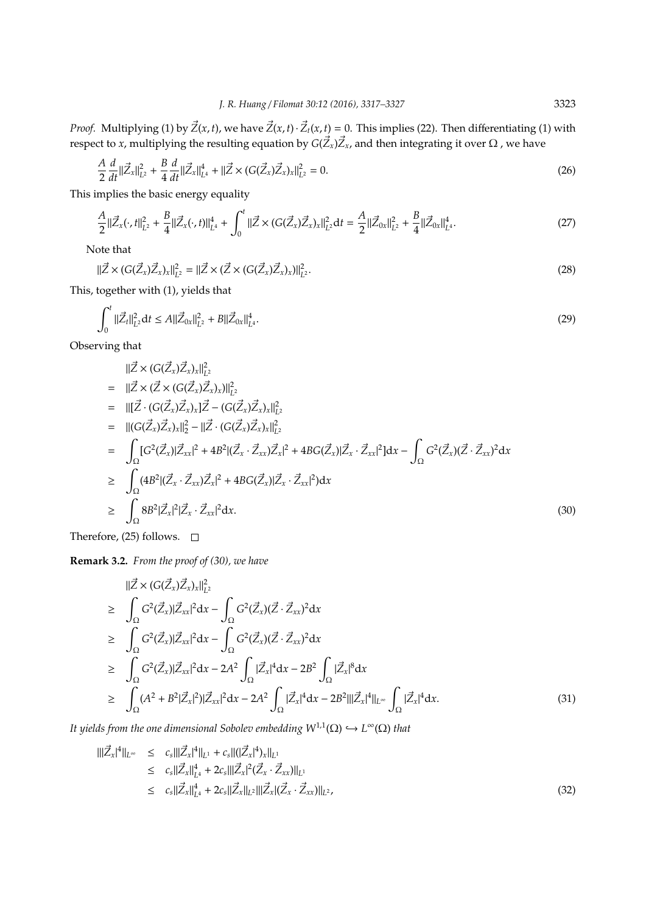*Proof.* Multiplying (1) by $\vec{Z}(x,t)$, we have $\vec{Z}(x,t)\cdot\vec{Z}_t(x,t)=0$. This implies (22). Then differentiating (1) with respect to $x$, multiplying the resulting equation by $G(\vec{Z}_x)\vec{Z}_x$, and then integrating it over $\Omega$ , we have

$$\frac{A}{2}\frac{d}{dt}\|\vec{Z}_x\|_{L^2}^2+\frac{B}{4}\frac{d}{dt}\|\vec{Z}_x\|_{L^4}^4+\|\vec{Z}\times(G(\vec{Z}_x)\vec{Z}_x)_x\|_{L^2}^2=0. \tag{26}$$

This implies the basic energy equality

$$\frac{A}{2}\|\vec{Z}_x(\cdot,t\|_{L^2}^2+\frac{B}{4}\|\vec{Z}_x(\cdot,t)\|_{L^4}^4+\int_0^t\|\vec{Z}\times(G(\vec{Z}_x)\vec{Z}_x)_x\|_{L^2}^2\mathrm{d}t=\frac{A}{2}\|\vec{Z}_{0x}\|_{L^2}^2+\frac{B}{4}\|\vec{Z}_{0x}\|_{L^4}^4. \tag{27}$$

Note that

$$\|\vec{Z}\times(G(\vec{Z}_x)\vec{Z}_x)_x\|_{L^2}^2=\|\vec{Z}\times(\vec{Z}\times(G(\vec{Z}_x)\vec{Z}_x)_x)\|_{L^2}^2. \tag{28}$$

This, together with (1), yields that

$$\int_0^t\|\vec{Z}_t\|_{L^2}^2\mathrm{d}t\leq A\|\vec{Z}_{0x}\|_{L^2}^2+B\|\vec{Z}_{0x}\|_{L^4}^4. \tag{29}$$

Observing that

$$\begin{aligned}
&\|\vec{Z}\times(G(\vec{Z}_x)\vec{Z}_x)_x\|_{L^2}^2\\
=\;&\|\vec{Z}\times(\vec{Z}\times(G(\vec{Z}_x)\vec{Z}_x)_x)\|_{L^2}^2\\
=\;&\|[\vec{Z}\cdot(G(\vec{Z}_x)\vec{Z}_x)_x]\vec{Z}-(G(\vec{Z}_x)\vec{Z}_x)_x\|_{L^2}^2\\
=\;&\|(G(\vec{Z}_x)\vec{Z}_x)_x\|_2^2-\|\vec{Z}\cdot(G(\vec{Z}_x)\vec{Z}_x)_x\|_{L^2}^2\\
=\;&\int_\Omega[G^2(\vec{Z}_x)|\vec{Z}_{xx}|^2+4B^2|(\vec{Z}_x\cdot\vec{Z}_{xx})\vec{Z}_x|^2+4BG(\vec{Z}_x)|\vec{Z}_x\cdot\vec{Z}_{xx}|^2]\mathrm{d}x-\int_\Omega G^2(\vec{Z}_x)(\vec{Z}\cdot\vec{Z}_{xx})^2\mathrm{d}x\\
\geq\;&\int_\Omega(4B^2|(\vec{Z}_x\cdot\vec{Z}_{xx})\vec{Z}_x|^2+4BG(\vec{Z}_x)|\vec{Z}_x\cdot\vec{Z}_{xx}|^2)\mathrm{d}x\\
\geq\;&\int_\Omega 8B^2|\vec{Z}_x|^2|\vec{Z}_x\cdot\vec{Z}_{xx}|^2\mathrm{d}x.
\end{aligned} \tag{30}$$

Therefore, (25) follows. □

**Remark 3.2.** *From the proof of (30), we have*

$$\begin{aligned}
&\|\vec{Z}\times(G(\vec{Z}_x)\vec{Z}_x)_x\|_{L^2}^2\\
\geq\;&\int_\Omega G^2(\vec{Z}_x)|\vec{Z}_{xx}|^2\mathrm{d}x-\int_\Omega G^2(\vec{Z}_x)(\vec{Z}\cdot\vec{Z}_{xx})^2\mathrm{d}x\\
\geq\;&\int_\Omega G^2(\vec{Z}_x)|\vec{Z}_{xx}|^2\mathrm{d}x-\int_\Omega G^2(\vec{Z}_x)(\vec{Z}\cdot\vec{Z}_{xx})^2\mathrm{d}x\\
\geq\;&\int_\Omega G^2(\vec{Z}_x)|\vec{Z}_{xx}|^2\mathrm{d}x-2A^2\int_\Omega|\vec{Z}_x|^4\mathrm{d}x-2B^2\int_\Omega|\vec{Z}_x|^8\mathrm{d}x\\
\geq\;&\int_\Omega(A^2+B^2|\vec{Z}_x|^2)|\vec{Z}_{xx}|^2\mathrm{d}x-2A^2\int_\Omega|\vec{Z}_x|^4\mathrm{d}x-2B^2\||\vec{Z}_x|^4\|_{L^\infty}\int_\Omega|\vec{Z}_x|^4\mathrm{d}x.
\end{aligned} \tag{31}$$

*It yields from the one dimensional Sobolev embedding $W^{1,1}(\Omega)\hookrightarrow L^\infty(\Omega)$ that*

$$\begin{aligned}
\||\vec{Z}_x|^4\|_{L^\infty}&\leq c_s\||\vec{Z}_x|^4\|_{L^1}+c_s\|(|\vec{Z}_x|^4)_x\|_{L^1}\\
&\leq c_s\|\vec{Z}_x\|_{L^4}^4+2c_s\||\vec{Z}_x|^2(\vec{Z}_x\cdot\vec{Z}_{xx})\|_{L^1}\\
&\leq c_s\|\vec{Z}_x\|_{L^4}^4+2c_s\|\vec{Z}_x\|_{L^2}\||\vec{Z}_x|(\vec{Z}_x\cdot\vec{Z}_{xx})\|_{L^2},
\end{aligned} \tag{32}$$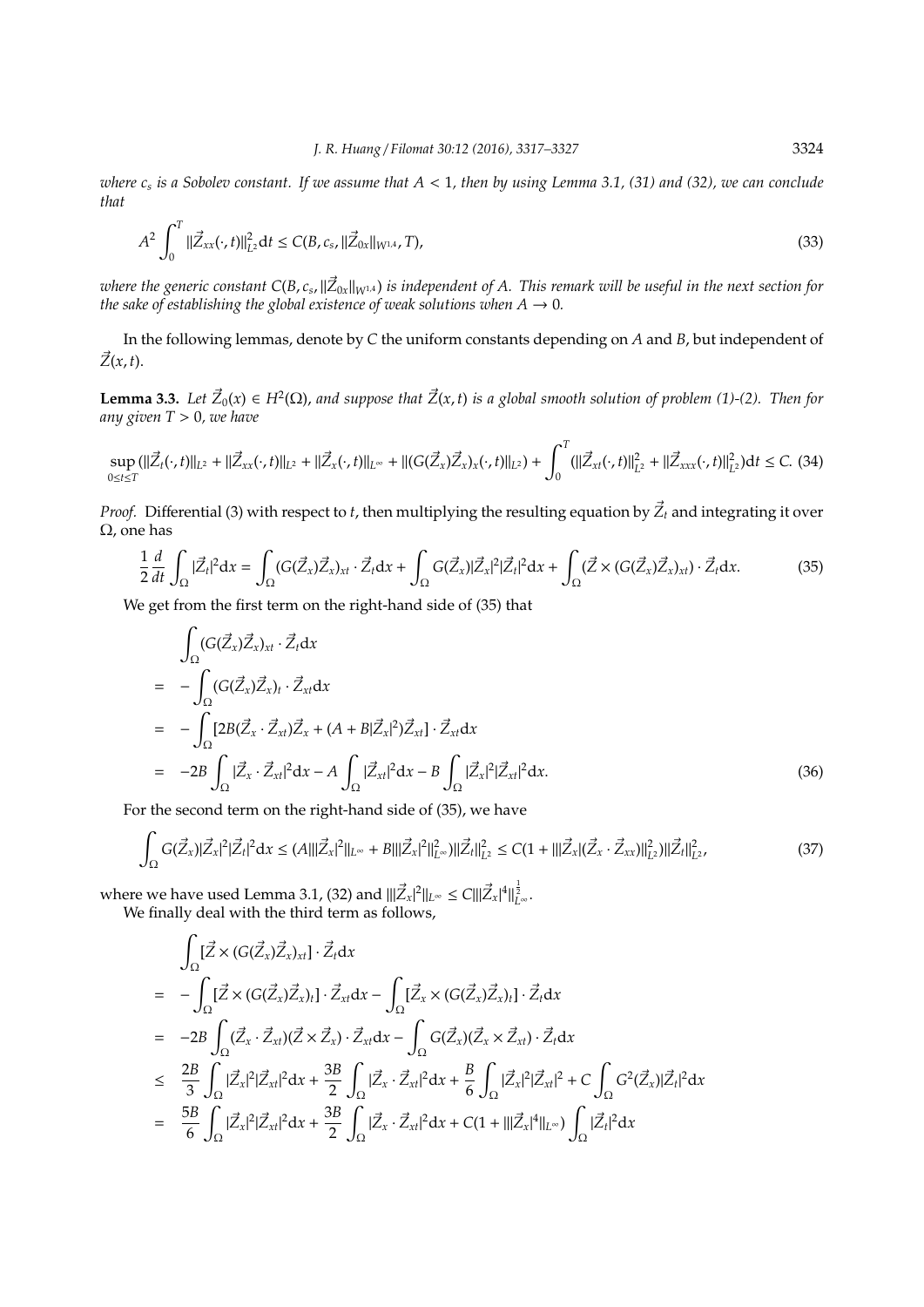where $c_s$ is a Sobolev constant. If we assume that $A < 1$, then by using Lemma 3.1, (31) and (32), we can conclude that

$$A^2 \int_0^T \|\vec{Z}_{xx}(\cdot,t)\|_{L^2}^2 \mathrm{d}t \le C(B, c_s, \|\vec{Z}_{0x}\|_{W^{1,4}}, T), \tag{33}$$

where the generic constant $C(B, c_s, \|\vec{Z}_{0x}\|_{W^{1,4}})$ is independent of $A$. This remark will be useful in the next section for the sake of establishing the global existence of weak solutions when $A \to 0$.

In the following lemmas, denote by $C$ the uniform constants depending on $A$ and $B$, but independent of $\vec{Z}(x,t)$.

**Lemma 3.3.** *Let $\vec{Z}_0(x) \in H^2(\Omega)$, and suppose that $\vec{Z}(x,t)$ is a global smooth solution of problem (1)-(2). Then for any given $T > 0$, we have*

$$\sup_{0\le t\le T} (\|\vec{Z}_t(\cdot,t)\|_{L^2} + \|\vec{Z}_{xx}(\cdot,t)\|_{L^2} + \|\vec{Z}_x(\cdot,t)\|_{L^\infty} + \|(G(\vec{Z}_x)\vec{Z}_x)_x(\cdot,t)\|_{L^2}) + \int_0^T (\|\vec{Z}_{xt}(\cdot,t)\|_{L^2}^2 + \|\vec{Z}_{xxx}(\cdot,t)\|_{L^2}^2)\mathrm{d}t \le C. \tag{34}$$

*Proof.* Differential (3) with respect to $t$, then multiplying the resulting equation by $\vec{Z}_t$ and integrating it over $\Omega$, one has

$$\frac{1}{2}\frac{d}{dt}\int_\Omega |\vec{Z}_t|^2 \mathrm{d}x = \int_\Omega (G(\vec{Z}_x)\vec{Z}_x)_{xt} \cdot \vec{Z}_t \mathrm{d}x + \int_\Omega G(\vec{Z}_x)|\vec{Z}_x|^2|\vec{Z}_t|^2 \mathrm{d}x + \int_\Omega (\vec{Z} \times (G(\vec{Z}_x)\vec{Z}_x)_{xt}) \cdot \vec{Z}_t \mathrm{d}x. \tag{35}$$

We get from the first term on the right-hand side of (35) that

$$\begin{aligned}
&\int_\Omega (G(\vec{Z}_x)\vec{Z}_x)_{xt} \cdot \vec{Z}_t \mathrm{d}x \\
=\ & -\int_\Omega (G(\vec{Z}_x)\vec{Z}_x)_t \cdot \vec{Z}_{xt} \mathrm{d}x \\
=\ & -\int_\Omega [2B(\vec{Z}_x \cdot \vec{Z}_{xt})\vec{Z}_x + (A + B|\vec{Z}_x|^2)\vec{Z}_{xt}] \cdot \vec{Z}_{xt} \mathrm{d}x \\
=\ & -2B\int_\Omega |\vec{Z}_x \cdot \vec{Z}_{xt}|^2 \mathrm{d}x - A\int_\Omega |\vec{Z}_{xt}|^2 \mathrm{d}x - B\int_\Omega |\vec{Z}_x|^2|\vec{Z}_{xt}|^2 \mathrm{d}x.
\end{aligned} \tag{36}$$

For the second term on the right-hand side of (35), we have

$$\int_\Omega G(\vec{Z}_x)|\vec{Z}_x|^2|\vec{Z}_t|^2 \mathrm{d}x \le (A\||\vec{Z}_x|^2\|_{L^\infty} + B\||\vec{Z}_x|^2\|_{L^\infty}^2)\|\vec{Z}_t\|_{L^2}^2 \le C(1 + \||\vec{Z}_x|(\vec{Z}_x \cdot \vec{Z}_{xx})\|_{L^2}^2)\|\vec{Z}_t\|_{L^2}^2, \tag{37}$$

where we have used Lemma 3.1, (32) and $\||\vec{Z}_x|^2\|_{L^\infty} \le C\||\vec{Z}_x|^4\|_{L^\infty}^{\frac{1}{2}}$.

We finally deal with the third term as follows,

$$\begin{aligned}
&\int_\Omega [\vec{Z} \times (G(\vec{Z}_x)\vec{Z}_x)_{xt}] \cdot \vec{Z}_t \mathrm{d}x \\
=\ & -\int_\Omega [\vec{Z} \times (G(\vec{Z}_x)\vec{Z}_x)_t] \cdot \vec{Z}_{xt} \mathrm{d}x - \int_\Omega [\vec{Z}_x \times (G(\vec{Z}_x)\vec{Z}_x)_t] \cdot \vec{Z}_t \mathrm{d}x \\
=\ & -2B\int_\Omega (\vec{Z}_x \cdot \vec{Z}_{xt})(\vec{Z} \times \vec{Z}_x) \cdot \vec{Z}_{xt} \mathrm{d}x - \int_\Omega G(\vec{Z}_x)(\vec{Z}_x \times \vec{Z}_{xt}) \cdot \vec{Z}_t \mathrm{d}x \\
\le\ & \frac{2B}{3}\int_\Omega |\vec{Z}_x|^2|\vec{Z}_{xt}|^2 \mathrm{d}x + \frac{3B}{2}\int_\Omega |\vec{Z}_x \cdot \vec{Z}_{xt}|^2 \mathrm{d}x + \frac{B}{6}\int_\Omega |\vec{Z}_x|^2|\vec{Z}_{xt}|^2 + C\int_\Omega G^2(\vec{Z}_x)|\vec{Z}_t|^2 \mathrm{d}x \\
=\ & \frac{5B}{6}\int_\Omega |\vec{Z}_x|^2|\vec{Z}_{xt}|^2 \mathrm{d}x + \frac{3B}{2}\int_\Omega |\vec{Z}_x \cdot \vec{Z}_{xt}|^2 \mathrm{d}x + C(1 + \||\vec{Z}_x|^4\|_{L^\infty})\int_\Omega |\vec{Z}_t|^2 \mathrm{d}x
\end{aligned}$$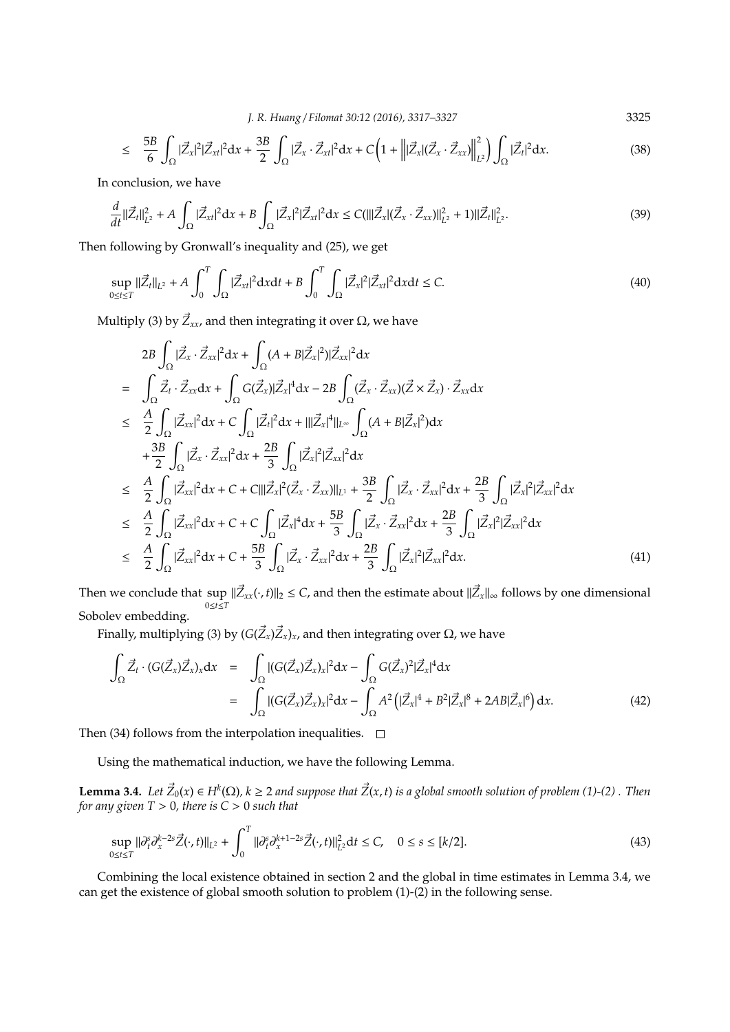$$\leq \frac{5B}{6}\int_\Omega |\vec{Z}_x|^2|\vec{Z}_{xt}|^2 dx + \frac{3B}{2}\int_\Omega |\vec{Z}_x\cdot\vec{Z}_{xt}|^2 dx + C\left(1+\left\||\vec{Z}_x|(\vec{Z}_x\cdot\vec{Z}_{xx})\right\|_{L^2}^2\right)\int_\Omega |\vec{Z}_t|^2 dx. \tag{38}$$

In conclusion, we have

$$\frac{d}{dt}\|\vec{Z}_t\|_{L^2}^2 + A\int_\Omega |\vec{Z}_{xt}|^2 dx + B\int_\Omega |\vec{Z}_x|^2|\vec{Z}_{xt}|^2 dx \leq C(\||\vec{Z}_x|(\vec{Z}_x\cdot\vec{Z}_{xx})\|_{L^2}^2+1)\|\vec{Z}_t\|_{L^2}^2. \tag{39}$$

Then following by Gronwall's inequality and (25), we get

$$\sup_{0\leq t\leq T}\|\vec{Z}_t\|_{L^2} + A\int_0^T\int_\Omega |\vec{Z}_{xt}|^2 dxdt + B\int_0^T\int_\Omega |\vec{Z}_x|^2|\vec{Z}_{xt}|^2 dxdt \leq C. \tag{40}$$

Multiply (3) by $\vec{Z}_{xx}$, and then integrating it over $\Omega$, we have

$$\begin{aligned}
& 2B\int_\Omega |\vec{Z}_x\cdot\vec{Z}_{xx}|^2 dx + \int_\Omega (A+B|\vec{Z}_x|^2)|\vec{Z}_{xx}|^2 dx \\
= & \int_\Omega \vec{Z}_t\cdot\vec{Z}_{xx}dx + \int_\Omega G(\vec{Z}_x)|\vec{Z}_x|^4 dx - 2B\int_\Omega (\vec{Z}_x\cdot\vec{Z}_{xx})(\vec{Z}\times\vec{Z}_x)\cdot\vec{Z}_{xx}dx \\
\leq & \frac{A}{2}\int_\Omega |\vec{Z}_{xx}|^2 dx + C\int_\Omega |\vec{Z}_t|^2 dx + \||\vec{Z}_x|^4\|_{L^\infty}\int_\Omega (A+B|\vec{Z}_x|^2)dx \\
& + \frac{3B}{2}\int_\Omega |\vec{Z}_x\cdot\vec{Z}_{xx}|^2 dx + \frac{2B}{3}\int_\Omega |\vec{Z}_x|^2|\vec{Z}_{xx}|^2 dx \\
\leq & \frac{A}{2}\int_\Omega |\vec{Z}_{xx}|^2 dx + C + C\||\vec{Z}_x|^2(\vec{Z}_x\cdot\vec{Z}_{xx})\|_{L^1} + \frac{3B}{2}\int_\Omega |\vec{Z}_x\cdot\vec{Z}_{xx}|^2 dx + \frac{2B}{3}\int_\Omega |\vec{Z}_x|^2|\vec{Z}_{xx}|^2 dx \\
\leq & \frac{A}{2}\int_\Omega |\vec{Z}_{xx}|^2 dx + C + C\int_\Omega |\vec{Z}_x|^4 dx + \frac{5B}{3}\int_\Omega |\vec{Z}_x\cdot\vec{Z}_{xx}|^2 dx + \frac{2B}{3}\int_\Omega |\vec{Z}_x|^2|\vec{Z}_{xx}|^2 dx \\
\leq & \frac{A}{2}\int_\Omega |\vec{Z}_{xx}|^2 dx + C + \frac{5B}{3}\int_\Omega |\vec{Z}_x\cdot\vec{Z}_{xx}|^2 dx + \frac{2B}{3}\int_\Omega |\vec{Z}_x|^2|\vec{Z}_{xx}|^2 dx.
\end{aligned} \tag{41}$$

Then we conclude that $\sup_{0\leq t\leq T}\|\vec{Z}_{xx}(\cdot,t)\|_2 \leq C$, and then the estimate about $\|\vec{Z}_x\|_\infty$ follows by one dimensional Sobolev embedding.

Finally, multiplying (3) by $(G(\vec{Z}_x)\vec{Z}_x)_x$, and then integrating over $\Omega$, we have

$$\begin{aligned}
\int_\Omega \vec{Z}_t\cdot(G(\vec{Z}_x)\vec{Z}_x)_x dx &= \int_\Omega |(G(\vec{Z}_x)\vec{Z}_x)_x|^2 dx - \int_\Omega G(\vec{Z}_x)^2|\vec{Z}_x|^4 dx \\
&= \int_\Omega |(G(\vec{Z}_x)\vec{Z}_x)_x|^2 dx - \int_\Omega A^2\left(|\vec{Z}_x|^4 + B^2|\vec{Z}_x|^8 + 2AB|\vec{Z}_x|^6\right) dx.
\end{aligned} \tag{42}$$

Then (34) follows from the interpolation inequalities. □

Using the mathematical induction, we have the following Lemma.

**Lemma 3.4.** *Let $\vec{Z}_0(x)\in H^k(\Omega)$, $k\geq 2$ and suppose that $\vec{Z}(x,t)$ is a global smooth solution of problem (1)-(2) . Then for any given $T>0$, there is $C>0$ such that*

$$\sup_{0\leq t\leq T}\|\partial_t^s\partial_x^{k-2s}\vec{Z}(\cdot,t)\|_{L^2} + \int_0^T \|\partial_t^s\partial_x^{k+1-2s}\vec{Z}(\cdot,t)\|_{L^2}^2 dt \leq C, \quad 0\leq s\leq [k/2]. \tag{43}$$

Combining the local existence obtained in section 2 and the global in time estimates in Lemma 3.4, we can get the existence of global smooth solution to problem (1)-(2) in the following sense.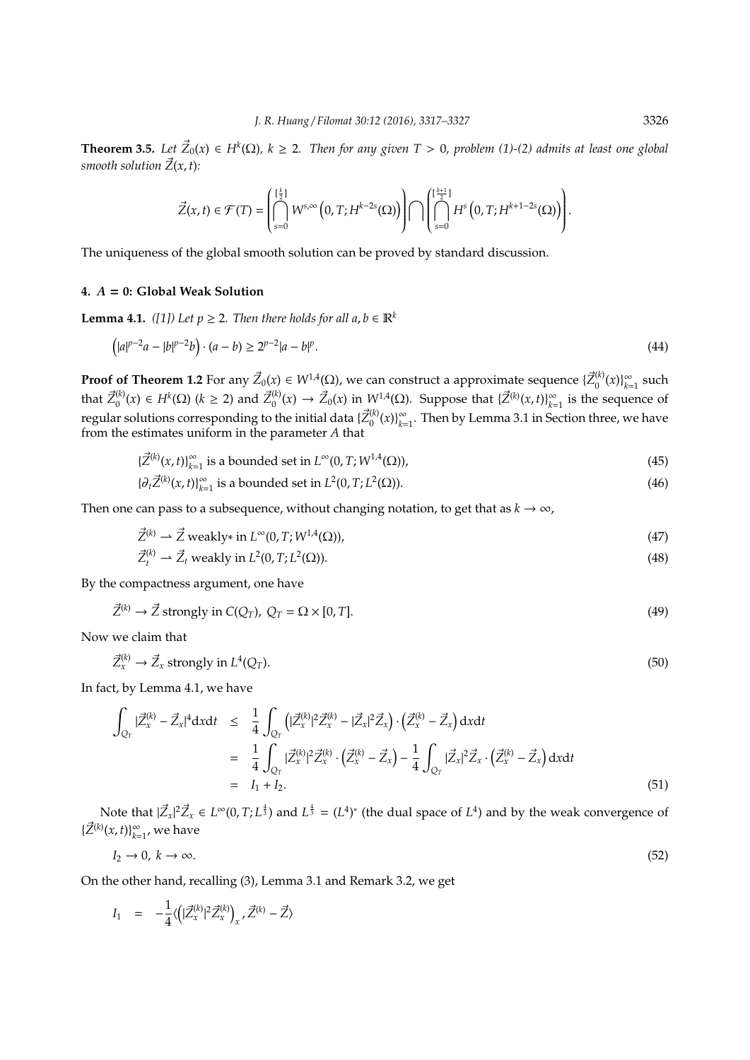**Theorem 3.5.** *Let $\vec{Z}_0(x) \in H^k(\Omega)$, $k \geq 2$. Then for any given $T > 0$, problem (1)-(2) admits at least one global smooth solution $\vec{Z}(x,t)$:*

$$\vec{Z}(x,t) \in \mathcal{F}(T) = \left( \bigcap_{s=0}^{[\frac{k}{2}]} W^{s,\infty}\left(0,T;H^{k-2s}(\Omega)\right) \right) \bigcap \left( \bigcap_{s=0}^{[\frac{k+1}{2}]} H^{s}\left(0,T;H^{k+1-2s}(\Omega)\right) \right).$$

The uniqueness of the global smooth solution can be proved by standard discussion.

## 4. $A = 0$: Global Weak Solution

**Lemma 4.1.** *([1]) Let $p \geq 2$. Then there holds for all $a, b \in \mathbb{R}^k$*

$$\left(|a|^{p-2}a - |b|^{p-2}b\right) \cdot (a-b) \geq 2^{p-2}|a-b|^p. \tag{44}$$

**Proof of Theorem 1.2** For any $\vec{Z}_0(x) \in W^{1,4}(\Omega)$, we can construct a approximate sequence $\{\vec{Z}_0^{(k)}(x)\}_{k=1}^{\infty}$ such that $\vec{Z}_0^{(k)}(x) \in H^k(\Omega)$ ($k \geq 2$) and $\vec{Z}_0^{(k)}(x) \to \vec{Z}_0(x)$ in $W^{1,4}(\Omega)$. Suppose that $\{\vec{Z}^{(k)}(x,t)\}_{k=1}^{\infty}$ is the sequence of regular solutions corresponding to the initial data $\{\vec{Z}_0^{(k)}(x)\}_{k=1}^{\infty}$. Then by Lemma 3.1 in Section three, we have from the estimates uniform in the parameter $A$ that

$$\{\vec{Z}^{(k)}(x,t)\}_{k=1}^{\infty} \text{ is a bounded set in } L^{\infty}(0,T;W^{1,4}(\Omega)), \tag{45}$$

$$\{\partial_t \vec{Z}^{(k)}(x,t)\}_{k=1}^{\infty} \text{ is a bounded set in } L^2(0,T;L^2(\Omega)). \tag{46}$$

Then one can pass to a subsequence, without changing notation, to get that as $k \to \infty$,

$$\vec{Z}^{(k)} \rightharpoonup \vec{Z} \text{ weakly* in } L^{\infty}(0,T;W^{1,4}(\Omega)), \tag{47}$$

$$\vec{Z}_t^{(k)} \rightharpoonup \vec{Z}_t \text{ weakly in } L^2(0,T;L^2(\Omega)). \tag{48}$$

By the compactness argument, one have

$$\vec{Z}^{(k)} \to \vec{Z} \text{ strongly in } C(Q_T),\ Q_T = \Omega \times [0,T]. \tag{49}$$

Now we claim that

$$\vec{Z}_x^{(k)} \to \vec{Z}_x \text{ strongly in } L^4(Q_T). \tag{50}$$

In fact, by Lemma 4.1, we have

$$\begin{aligned}
\int_{Q_T} |\vec{Z}_x^{(k)} - \vec{Z}_x|^4 \mathrm{d}x\mathrm{d}t &\leq \frac{1}{4}\int_{Q_T} \left(|\vec{Z}_x^{(k)}|^2\vec{Z}_x^{(k)} - |\vec{Z}_x|^2\vec{Z}_x\right) \cdot \left(\vec{Z}_x^{(k)} - \vec{Z}_x\right) \mathrm{d}x\mathrm{d}t \\
&= \frac{1}{4}\int_{Q_T} |\vec{Z}_x^{(k)}|^2\vec{Z}_x^{(k)} \cdot \left(\vec{Z}_x^{(k)} - \vec{Z}_x\right) - \frac{1}{4}\int_{Q_T} |\vec{Z}_x|^2\vec{Z}_x \cdot \left(\vec{Z}_x^{(k)} - \vec{Z}_x\right) \mathrm{d}x\mathrm{d}t \\
&= I_1 + I_2.
\end{aligned} \tag{51}$$

Note that $|\vec{Z}_x|^2\vec{Z}_x \in L^{\infty}(0,T;L^{\frac{4}{3}})$ and $L^{\frac{4}{3}} = (L^4)^*$ (the dual space of $L^4$) and by the weak convergence of $\{\vec{Z}^{(k)}(x,t)\}_{k=1}^{\infty}$, we have

$$I_2 \to 0,\ k \to \infty. \tag{52}$$

On the other hand, recalling (3), Lemma 3.1 and Remark 3.2, we get

$$I_1 = -\frac{1}{4}\left\langle \left(|\vec{Z}_x^{(k)}|^2\vec{Z}_x^{(k)}\right)_x, \vec{Z}^{(k)} - \vec{Z} \right\rangle$$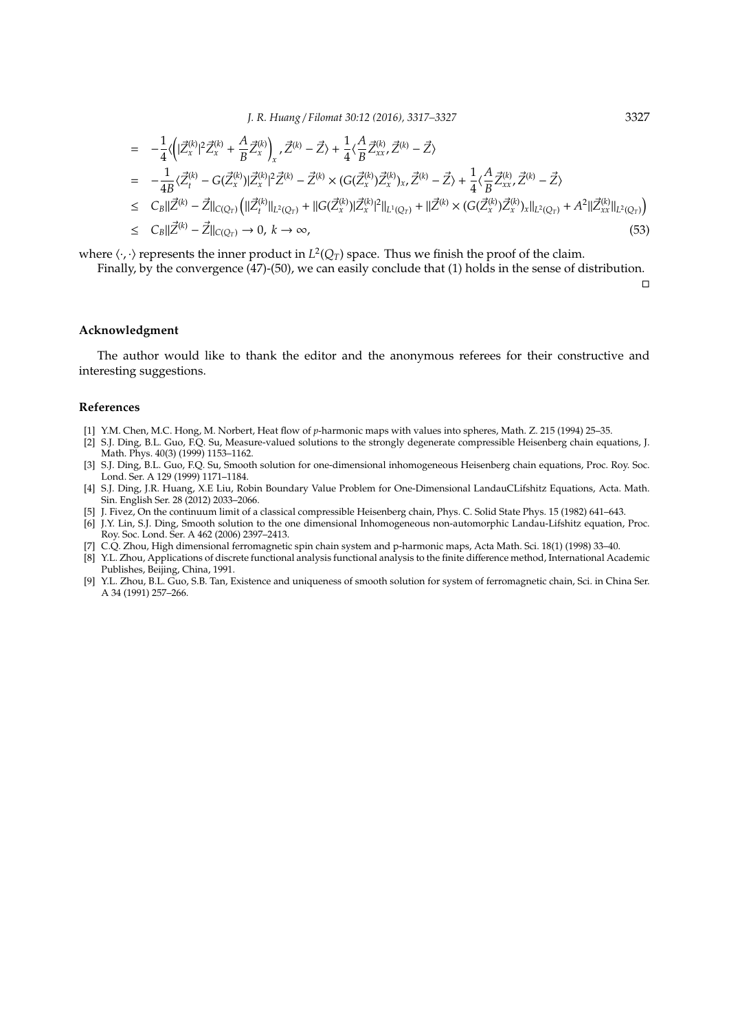$$
\begin{aligned}
&= -\frac{1}{4}\Big\langle\Big(|\vec{Z}_x^{(k)}|^2\vec{Z}_x^{(k)} + \frac{A}{B}\vec{Z}_x^{(k)}\Big)_x, \vec{Z}^{(k)} - \vec{Z}\Big\rangle + \frac{1}{4}\Big\langle\frac{A}{B}\vec{Z}_{xx}^{(k)}, \vec{Z}^{(k)} - \vec{Z}\Big\rangle \\
&= -\frac{1}{4B}\langle\vec{Z}_t^{(k)} - G(\vec{Z}_x^{(k)})|\vec{Z}_x^{(k)}|^2\vec{Z}^{(k)} - \vec{Z}^{(k)} \times (G(\vec{Z}_x^{(k)})\vec{Z}_x^{(k)})_x, \vec{Z}^{(k)} - \vec{Z}\rangle + \frac{1}{4}\Big\langle\frac{A}{B}\vec{Z}_{xx}^{(k)}, \vec{Z}^{(k)} - \vec{Z}\Big\rangle \\
&\leq C_B\|\vec{Z}^{(k)} - \vec{Z}\|_{C(Q_T)}\Big(\|\vec{Z}_t^{(k)}\|_{L^2(Q_T)} + \|G(\vec{Z}_x^{(k)})|\vec{Z}_x^{(k)}|^2\|_{L^1(Q_T)} + \|\vec{Z}^{(k)} \times (G(\vec{Z}_x^{(k)})\vec{Z}_x^{(k)})_x\|_{L^2(Q_T)} + A^2\|\vec{Z}_{xx}^{(k)}\|_{L^2(Q_T)}\Big) \\
&\leq C_B\|\vec{Z}^{(k)} - \vec{Z}\|_{C(Q_T)} \to 0,\ k \to \infty,
\end{aligned}
\tag{53}
$$

where $\langle \cdot, \cdot \rangle$ represents the inner product in $L^2(Q_T)$ space. Thus we finish the proof of the claim.

Finally, by the convergence (47)-(50), we can easily conclude that (1) holds in the sense of distribution. □

## Acknowledgment

The author would like to thank the editor and the anonymous referees for their constructive and interesting suggestions.

## References

[1] Y.M. Chen, M.C. Hong, M. Norbert, Heat flow of $p$-harmonic maps with values into spheres, Math. Z. 215 (1994) 25–35.

[2] S.J. Ding, B.L. Guo, F.Q. Su, Measure-valued solutions to the strongly degenerate compressible Heisenberg chain equations, J. Math. Phys. 40(3) (1999) 1153–1162.

[3] S.J. Ding, B.L. Guo, F.Q. Su, Smooth solution for one-dimensional inhomogeneous Heisenberg chain equations, Proc. Roy. Soc. Lond. Ser. A 129 (1999) 1171–1184.

[4] S.J. Ding, J.R. Huang, X.E Liu, Robin Boundary Value Problem for One-Dimensional LandauCLifshitz Equations, Acta. Math. Sin. English Ser. 28 (2012) 2033–2066.

[5] J. Fivez, On the continuum limit of a classical compressible Heisenberg chain, Phys. C. Solid State Phys. 15 (1982) 641–643.

[6] J.Y. Lin, S.J. Ding, Smooth solution to the one dimensional Inhomogeneous non-automorphic Landau-Lifshitz equation, Proc. Roy. Soc. Lond. Ser. A 462 (2006) 2397–2413.

[7] C.Q. Zhou, High dimensional ferromagnetic spin chain system and p-harmonic maps, Acta Math. Sci. 18(1) (1998) 33–40.

[8] Y.L. Zhou, Applications of discrete functional analysis functional analysis to the finite difference method, International Academic Publishes, Beijing, China, 1991.

[9] Y.L. Zhou, B.L. Guo, S.B. Tan, Existence and uniqueness of smooth solution for system of ferromagnetic chain, Sci. in China Ser. A 34 (1991) 257–266.